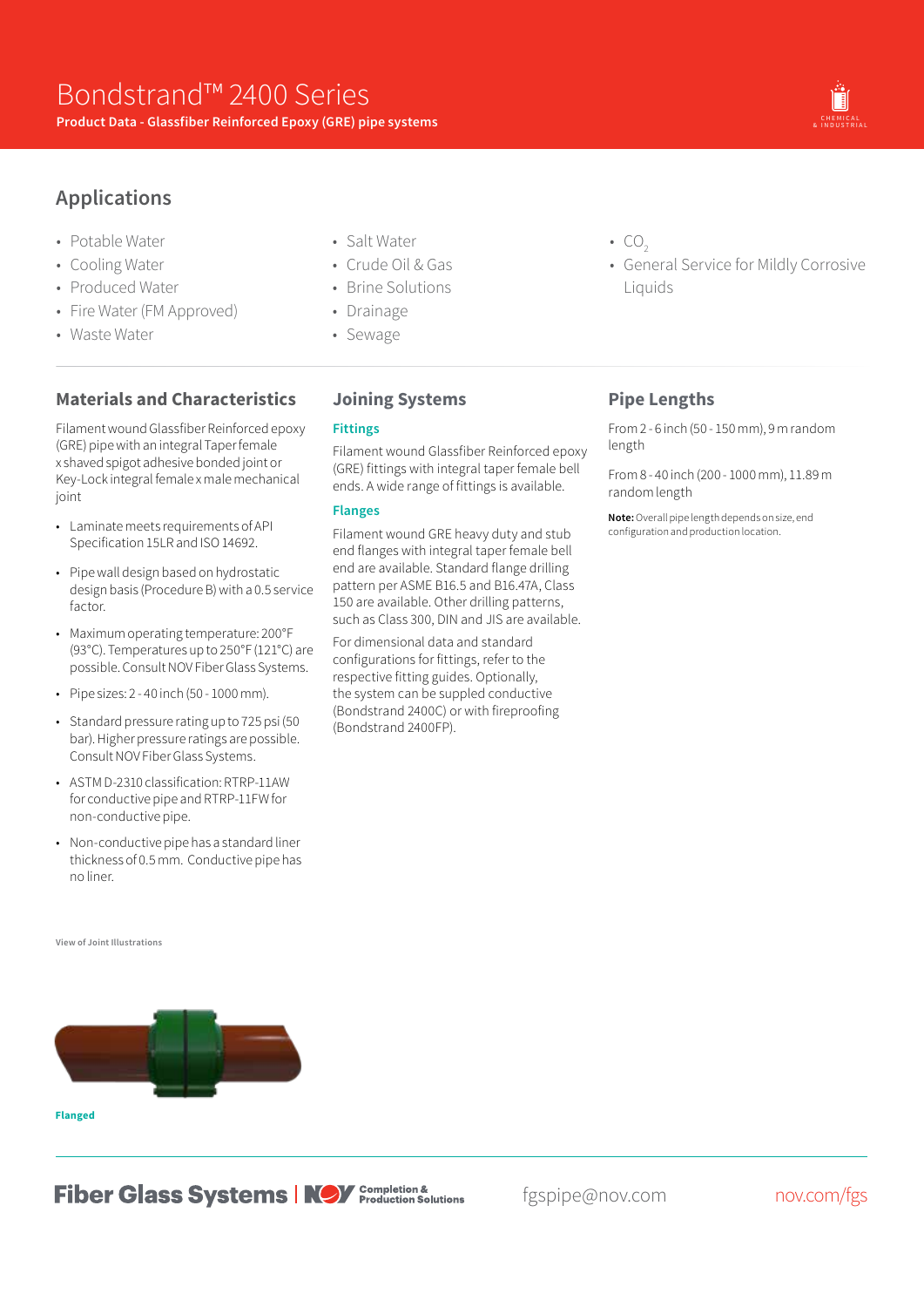# Bondstrand™ 2400 Series

**Product Data - Glassfiber Reinforced Epoxy (GRE) pipe systems**

## Applications

- Potable Water
- Cooling Water
- Produced Water
- Fire Water (FM Approved)
- Waste Water
- Salt Water
- Crude Oil & Gas
- Brine Solutions
- Drainage
- Sewage
- $CO_2$
- General Service for Mildly Corrosive Liquids

## Materials and Characteristics

Filament wound Glassfiber Reinforced epoxy (GRE) pipe with an integral Taper female x shaved spigot adhesive bonded joint or Key-Lock integral female x male mechanical joint

- Laminate meets requirements of API Specification 15LR and ISO 14692.
- Pipe wall design based on hydrostatic design basis (Procedure B) with a 0.5 service factor.
- Maximum operating temperature: 200°F (93°C). Temperatures up to 250°F (121°C) are possible. Consult NOV Fiber Glass Systems.
- Pipe sizes: 2 - 40 inch (50 - 1000 mm).
- Standard pressure rating up to 725 psi (50 bar). Higher pressure ratings are possible. Consult NOV Fiber Glass Systems.
- ASTM D-2310 classification: RTRP-11AW for conductive pipe and RTRP-11FW for non-conductive pipe.
- Non-conductive pipe has a standard liner thickness of 0.5 mm. Conductive pipe has no liner.

## Joining Systems

### Fittings

Filament wound Glassfiber Reinforced epoxy (GRE) fittings with integral taper female bell ends. A wide range of fittings is available.

### Flanges

Filament wound GRE heavy duty and stub end flanges with integral taper female bell end are available. Standard flange drilling pattern per ASME B16.5 and B16.47A, Class 150 are available. Other drilling patterns, such as Class 300, DIN and JIS are available.

For dimensional data and standard configurations for fittings, refer to the respective fitting guides. Optionally, the system can be suppled conductive (Bondstrand 2400C) or with fireproofing (Bondstrand 2400FP).

## Pipe Lengths

From 2 - 6 inch (50 - 150 mm), 9 m random length

From 8 - 40 inch (200 - 1000 mm), 11.89 m random length

**Note:** Overall pipe length depends on size, end configuration and production location.

View of Joint Illustrations

Flanged

Fiber Glass Systems | NOV Completion & Production Solutions fgspipe@nov.com nov.com/fgs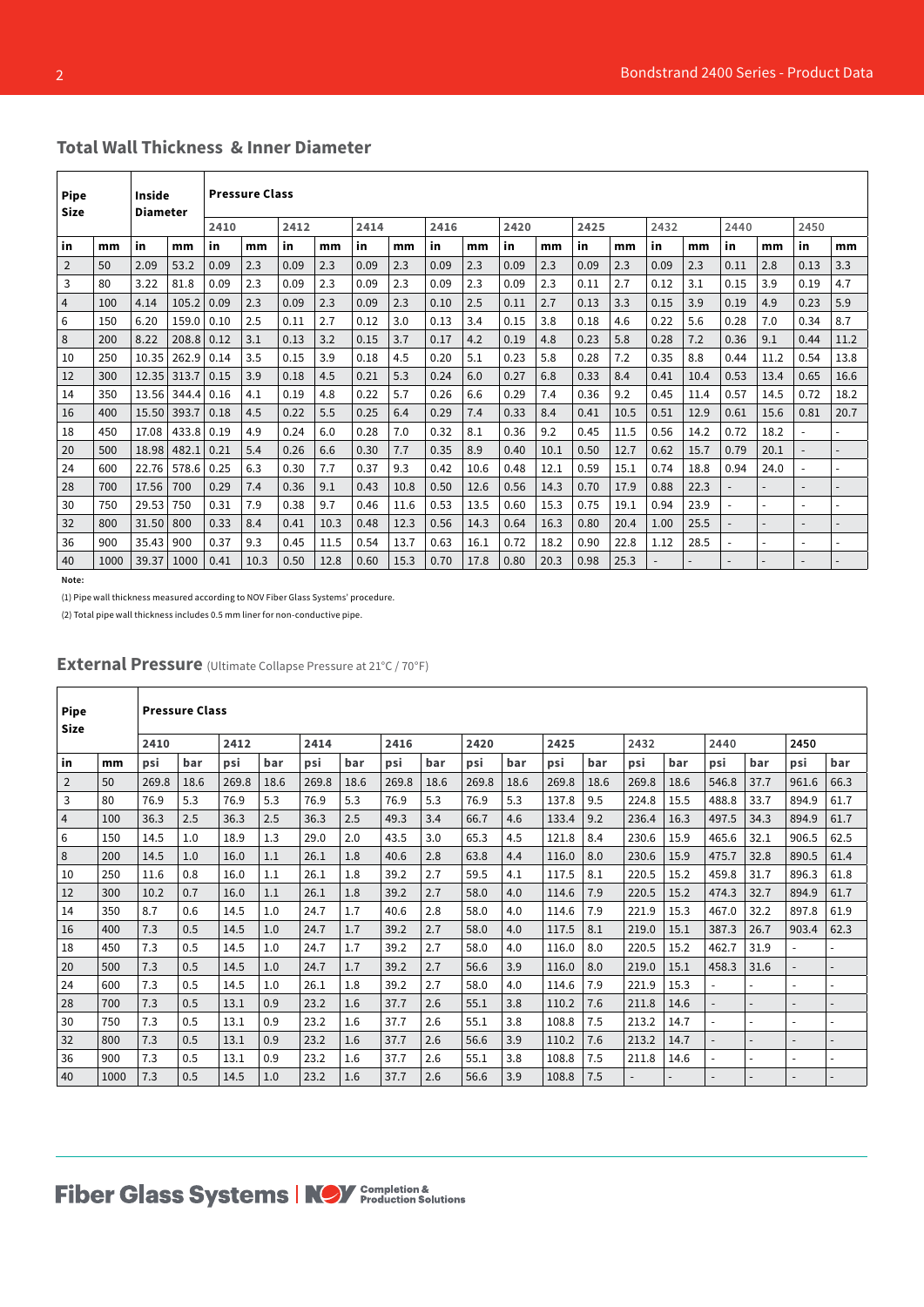## Total Wall Thickness & Inner Diameter

| Pipe Size | | Inside Diameter | | Pressure Class | | | | | | | | | | | | | | | | | |
|---|---|---|---|---|---|---|---|---|---|---|---|---|---|---|---|---|---|---|---|---|---|
| | | | | 2410 | | 2412 | | 2414 | | 2416 | | 2420 | | 2425 | | 2432 | | 2440 | | 2450 | |
| in | mm | in | mm | in | mm | in | mm | in | mm | in | mm | in | mm | in | mm | in | mm | in | mm | in | mm |
| 2 | 50 | 2.09 | 53.2 | 0.09 | 2.3 | 0.09 | 2.3 | 0.09 | 2.3 | 0.09 | 2.3 | 0.09 | 2.3 | 0.09 | 2.3 | 0.09 | 2.3 | 0.11 | 2.8 | 0.13 | 3.3 |
| 3 | 80 | 3.22 | 81.8 | 0.09 | 2.3 | 0.09 | 2.3 | 0.09 | 2.3 | 0.09 | 2.3 | 0.09 | 2.3 | 0.11 | 2.7 | 0.12 | 3.1 | 0.15 | 3.9 | 0.19 | 4.7 |
| 4 | 100 | 4.14 | 105.2 | 0.09 | 2.3 | 0.09 | 2.3 | 0.09 | 2.3 | 0.10 | 2.5 | 0.11 | 2.7 | 0.13 | 3.3 | 0.15 | 3.9 | 0.19 | 4.9 | 0.23 | 5.9 |
| 6 | 150 | 6.20 | 159.0 | 0.10 | 2.5 | 0.11 | 2.7 | 0.12 | 3.0 | 0.13 | 3.4 | 0.15 | 3.8 | 0.18 | 4.6 | 0.22 | 5.6 | 0.28 | 7.0 | 0.34 | 8.7 |
| 8 | 200 | 8.22 | 208.8 | 0.12 | 3.1 | 0.13 | 3.2 | 0.15 | 3.7 | 0.17 | 4.2 | 0.19 | 4.8 | 0.23 | 5.8 | 0.28 | 7.2 | 0.36 | 9.1 | 0.44 | 11.2 |
| 10 | 250 | 10.35 | 262.9 | 0.14 | 3.5 | 0.15 | 3.9 | 0.18 | 4.5 | 0.20 | 5.1 | 0.23 | 5.8 | 0.28 | 7.2 | 0.35 | 8.8 | 0.44 | 11.2 | 0.54 | 13.8 |
| 12 | 300 | 12.35 | 313.7 | 0.15 | 3.9 | 0.18 | 4.5 | 0.21 | 5.3 | 0.24 | 6.0 | 0.27 | 6.8 | 0.33 | 8.4 | 0.41 | 10.4 | 0.53 | 13.4 | 0.65 | 16.6 |
| 14 | 350 | 13.56 | 344.4 | 0.16 | 4.1 | 0.19 | 4.8 | 0.22 | 5.7 | 0.26 | 6.6 | 0.29 | 7.4 | 0.36 | 9.2 | 0.45 | 11.4 | 0.57 | 14.5 | 0.72 | 18.2 |
| 16 | 400 | 15.50 | 393.7 | 0.18 | 4.5 | 0.22 | 5.5 | 0.25 | 6.4 | 0.29 | 7.4 | 0.33 | 8.4 | 0.41 | 10.5 | 0.51 | 12.9 | 0.61 | 15.6 | 0.81 | 20.7 |
| 18 | 450 | 17.08 | 433.8 | 0.19 | 4.9 | 0.24 | 6.0 | 0.28 | 7.0 | 0.32 | 8.1 | 0.36 | 9.2 | 0.45 | 11.5 | 0.56 | 14.2 | 0.72 | 18.2 | - | - |
| 20 | 500 | 18.98 | 482.1 | 0.21 | 5.4 | 0.26 | 6.6 | 0.30 | 7.7 | 0.35 | 8.9 | 0.40 | 10.1 | 0.50 | 12.7 | 0.62 | 15.7 | 0.79 | 20.1 | - | - |
| 24 | 600 | 22.76 | 578.6 | 0.25 | 6.3 | 0.30 | 7.7 | 0.37 | 9.3 | 0.42 | 10.6 | 0.48 | 12.1 | 0.59 | 15.1 | 0.74 | 18.8 | 0.94 | 24.0 | - | - |
| 28 | 700 | 17.56 | 700 | 0.29 | 7.4 | 0.36 | 9.1 | 0.43 | 10.8 | 0.50 | 12.6 | 0.56 | 14.3 | 0.70 | 17.9 | 0.88 | 22.3 | - | - | - | - |
| 30 | 750 | 29.53 | 750 | 0.31 | 7.9 | 0.38 | 9.7 | 0.46 | 11.6 | 0.53 | 13.5 | 0.60 | 15.3 | 0.75 | 19.1 | 0.94 | 23.9 | - | - | - | - |
| 32 | 800 | 31.50 | 800 | 0.33 | 8.4 | 0.41 | 10.3 | 0.48 | 12.3 | 0.56 | 14.3 | 0.64 | 16.3 | 0.80 | 20.4 | 1.00 | 25.5 | - | - | - | - |
| 36 | 900 | 35.43 | 900 | 0.37 | 9.3 | 0.45 | 11.5 | 0.54 | 13.7 | 0.63 | 16.1 | 0.72 | 18.2 | 0.90 | 22.8 | 1.12 | 28.5 | - | - | - | - |
| 40 | 1000 | 39.37 | 1000 | 0.41 | 10.3 | 0.50 | 12.8 | 0.60 | 15.3 | 0.70 | 17.8 | 0.80 | 20.3 | 0.98 | 25.3 | - | - | - | - | - | - |

**Note:**

(1) Pipe wall thickness measured according to NOV Fiber Glass Systems' procedure.

(2) Total pipe wall thickness includes 0.5 mm liner for non-conductive pipe.

## External Pressure (Ultimate Collapse Pressure at 21°C / 70°F)

| Pipe Size | | Pressure Class | | | | | | | | | | | | | | | | | |
|---|---|---|---|---|---|---|---|---|---|---|---|---|---|---|---|---|---|---|---|
| | | 2410 | | 2412 | | 2414 | | 2416 | | 2420 | | 2425 | | 2432 | | 2440 | | 2450 | |
| in | mm | psi | bar | psi | bar | psi | bar | psi | bar | psi | bar | psi | bar | psi | bar | psi | bar | psi | bar |
| 2 | 50 | 269.8 | 18.6 | 269.8 | 18.6 | 269.8 | 18.6 | 269.8 | 18.6 | 269.8 | 18.6 | 269.8 | 18.6 | 269.8 | 18.6 | 546.8 | 37.7 | 961.6 | 66.3 |
| 3 | 80 | 76.9 | 5.3 | 76.9 | 5.3 | 76.9 | 5.3 | 76.9 | 5.3 | 76.9 | 5.3 | 137.8 | 9.5 | 224.8 | 15.5 | 488.8 | 33.7 | 894.9 | 61.7 |
| 4 | 100 | 36.3 | 2.5 | 36.3 | 2.5 | 36.3 | 2.5 | 49.3 | 3.4 | 66.7 | 4.6 | 133.4 | 9.2 | 236.4 | 16.3 | 497.5 | 34.3 | 894.9 | 61.7 |
| 6 | 150 | 14.5 | 1.0 | 18.9 | 1.3 | 29.0 | 2.0 | 43.5 | 3.0 | 65.3 | 4.5 | 121.8 | 8.4 | 230.6 | 15.9 | 465.6 | 32.1 | 906.5 | 62.5 |
| 8 | 200 | 14.5 | 1.0 | 16.0 | 1.1 | 26.1 | 1.8 | 40.6 | 2.8 | 63.8 | 4.4 | 116.0 | 8.0 | 230.6 | 15.9 | 475.7 | 32.8 | 890.5 | 61.4 |
| 10 | 250 | 11.6 | 0.8 | 16.0 | 1.1 | 26.1 | 1.8 | 39.2 | 2.7 | 59.5 | 4.1 | 117.5 | 8.1 | 220.5 | 15.2 | 459.8 | 31.7 | 896.3 | 61.8 |
| 12 | 300 | 10.2 | 0.7 | 16.0 | 1.1 | 26.1 | 1.8 | 39.2 | 2.7 | 58.0 | 4.0 | 114.6 | 7.9 | 220.5 | 15.2 | 474.3 | 32.7 | 894.9 | 61.7 |
| 14 | 350 | 8.7 | 0.6 | 14.5 | 1.0 | 24.7 | 1.7 | 40.6 | 2.8 | 58.0 | 4.0 | 114.6 | 7.9 | 221.9 | 15.3 | 467.0 | 32.2 | 897.8 | 61.9 |
| 16 | 400 | 7.3 | 0.5 | 14.5 | 1.0 | 24.7 | 1.7 | 39.2 | 2.7 | 58.0 | 4.0 | 117.5 | 8.1 | 219.0 | 15.1 | 387.3 | 26.7 | 903.4 | 62.3 |
| 18 | 450 | 7.3 | 0.5 | 14.5 | 1.0 | 24.7 | 1.7 | 39.2 | 2.7 | 58.0 | 4.0 | 116.0 | 8.0 | 220.5 | 15.2 | 462.7 | 31.9 | - | - |
| 20 | 500 | 7.3 | 0.5 | 14.5 | 1.0 | 24.7 | 1.7 | 39.2 | 2.7 | 56.6 | 3.9 | 116.0 | 8.0 | 219.0 | 15.1 | 458.3 | 31.6 | - | - |
| 24 | 600 | 7.3 | 0.5 | 14.5 | 1.0 | 26.1 | 1.8 | 39.2 | 2.7 | 58.0 | 4.0 | 114.6 | 7.9 | 221.9 | 15.3 | - | - | - | - |
| 28 | 700 | 7.3 | 0.5 | 13.1 | 0.9 | 23.2 | 1.6 | 37.7 | 2.6 | 55.1 | 3.8 | 110.2 | 7.6 | 211.8 | 14.6 | - | - | - | - |
| 30 | 750 | 7.3 | 0.5 | 13.1 | 0.9 | 23.2 | 1.6 | 37.7 | 2.6 | 55.1 | 3.8 | 108.8 | 7.5 | 213.2 | 14.7 | - | - | - | - |
| 32 | 800 | 7.3 | 0.5 | 13.1 | 0.9 | 23.2 | 1.6 | 37.7 | 2.6 | 56.6 | 3.9 | 110.2 | 7.6 | 213.2 | 14.7 | - | - | - | - |
| 36 | 900 | 7.3 | 0.5 | 13.1 | 0.9 | 23.2 | 1.6 | 37.7 | 2.6 | 55.1 | 3.8 | 108.8 | 7.5 | 211.8 | 14.6 | - | - | - | - |
| 40 | 1000 | 7.3 | 0.5 | 14.5 | 1.0 | 23.2 | 1.6 | 37.7 | 2.6 | 56.6 | 3.9 | 108.8 | 7.5 | - | - | - | - | - | - |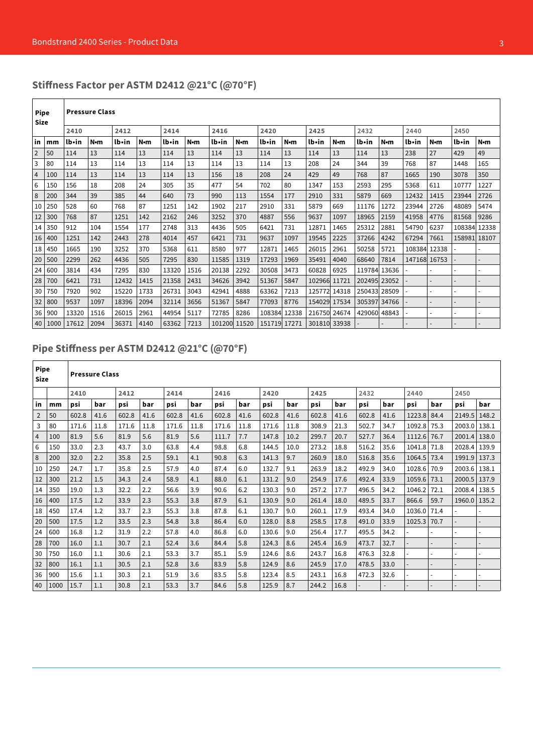## Stiffness Factor per ASTM D2412 @21°C (@70°F)

| Pipe Size | | Pressure Class | | | | | | | | | | | | | | | | | |
|---|---|---|---|---|---|---|---|---|---|---|---|---|---|---|---|---|---|---|---|
| | | 2410 | | 2412 | | 2414 | | 2416 | | 2420 | | 2425 | | 2432 | | 2440 | | 2450 | |
| in | mm | lb•in | N•m | lb•in | N•m | lb•in | N•m | lb•in | N•m | lb•in | N•m | lb•in | N•m | lb•in | N•m | lb•in | N•m | lb•in | N•m |
| 2 | 50 | 114 | 13 | 114 | 13 | 114 | 13 | 114 | 13 | 114 | 13 | 114 | 13 | 114 | 13 | 238 | 27 | 429 | 49 |
| 3 | 80 | 114 | 13 | 114 | 13 | 114 | 13 | 114 | 13 | 114 | 13 | 208 | 24 | 344 | 39 | 768 | 87 | 1448 | 165 |
| 4 | 100 | 114 | 13 | 114 | 13 | 114 | 13 | 156 | 18 | 208 | 24 | 429 | 49 | 768 | 87 | 1665 | 190 | 3078 | 350 |
| 6 | 150 | 156 | 18 | 208 | 24 | 305 | 35 | 477 | 54 | 702 | 80 | 1347 | 153 | 2593 | 295 | 5368 | 611 | 10777 | 1227 |
| 8 | 200 | 344 | 39 | 385 | 44 | 640 | 73 | 990 | 113 | 1554 | 177 | 2910 | 331 | 5879 | 669 | 12432 | 1415 | 23944 | 2726 |
| 10 | 250 | 528 | 60 | 768 | 87 | 1251 | 142 | 1902 | 217 | 2910 | 331 | 5879 | 669 | 11176 | 1272 | 23944 | 2726 | 48089 | 5474 |
| 12 | 300 | 768 | 87 | 1251 | 142 | 2162 | 246 | 3252 | 370 | 4887 | 556 | 9637 | 1097 | 18965 | 2159 | 41958 | 4776 | 81568 | 9286 |
| 14 | 350 | 912 | 104 | 1554 | 177 | 2748 | 313 | 4436 | 505 | 6421 | 731 | 12871 | 1465 | 25312 | 2881 | 54790 | 6237 | 108384 | 12338 |
| 16 | 400 | 1251 | 142 | 2443 | 278 | 4014 | 457 | 6421 | 731 | 9637 | 1097 | 19545 | 2225 | 37266 | 4242 | 67294 | 7661 | 158981 | 18107 |
| 18 | 450 | 1665 | 190 | 3252 | 370 | 5368 | 611 | 8580 | 977 | 12871 | 1465 | 26015 | 2961 | 50258 | 5721 | 108384 | 12338 | - | - |
| 20 | 500 | 2299 | 262 | 4436 | 505 | 7295 | 830 | 11585 | 1319 | 17293 | 1969 | 35491 | 4040 | 68640 | 7814 | 147168 | 16753 | - | - |
| 24 | 600 | 3814 | 434 | 7295 | 830 | 13320 | 1516 | 20138 | 2292 | 30508 | 3473 | 60828 | 6925 | 119784 | 13636 | - | - | - | - |
| 28 | 700 | 6421 | 731 | 12432 | 1415 | 21358 | 2431 | 34626 | 3942 | 51367 | 5847 | 102966 | 11721 | 202495 | 23052 | - | - | - | - |
| 30 | 750 | 7920 | 902 | 15220 | 1733 | 26731 | 3043 | 42941 | 4888 | 63362 | 7213 | 125772 | 14318 | 250433 | 28509 | - | - | - | - |
| 32 | 800 | 9537 | 1097 | 18396 | 2094 | 32114 | 3656 | 51367 | 5847 | 77093 | 8776 | 154029 | 17534 | 305397 | 34766 | - | - | - | - |
| 36 | 900 | 13320 | 1516 | 26015 | 2961 | 44954 | 5117 | 72785 | 8286 | 108384 | 12338 | 216750 | 24674 | 429060 | 48843 | - | - | - | - |
| 40 | 1000 | 17612 | 2094 | 36371 | 4140 | 63362 | 7213 | 101200 | 11520 | 151719 | 17271 | 301810 | 33938 | - | - | - | - | - | - |

## Pipe Stiffness per ASTM D2412 @21°C (@70°F)

| Pipe Size | | Pressure Class | | | | | | | | | | | | | | | | | |
|---|---|---|---|---|---|---|---|---|---|---|---|---|---|---|---|---|---|---|---|
| | | 2410 | | 2412 | | 2414 | | 2416 | | 2420 | | 2425 | | 2432 | | 2440 | | 2450 | |
| in | mm | psi | bar | psi | bar | psi | bar | psi | bar | psi | bar | psi | bar | psi | bar | psi | bar | psi | bar |
| 2 | 50 | 602.8 | 41.6 | 602.8 | 41.6 | 602.8 | 41.6 | 602.8 | 41.6 | 602.8 | 41.6 | 602.8 | 41.6 | 602.8 | 41.6 | 1223.8 | 84.4 | 2149.5 | 148.2 |
| 3 | 80 | 171.6 | 11.8 | 171.6 | 11.8 | 171.6 | 11.8 | 171.6 | 11.8 | 171.6 | 11.8 | 308.9 | 21.3 | 502.7 | 34.7 | 1092.8 | 75.3 | 2003.0 | 138.1 |
| 4 | 100 | 81.9 | 5.6 | 81.9 | 5.6 | 81.9 | 5.6 | 111.7 | 7.7 | 147.8 | 10.2 | 299.7 | 20.7 | 527.7 | 36.4 | 1112.6 | 76.7 | 2001.4 | 138.0 |
| 6 | 150 | 33.0 | 2.3 | 43.7 | 3.0 | 63.8 | 4.4 | 98.8 | 6.8 | 144.5 | 10.0 | 273.2 | 18.8 | 516.2 | 35.6 | 1041.8 | 71.8 | 2028.4 | 139.9 |
| 8 | 200 | 32.0 | 2.2 | 35.8 | 2.5 | 59.1 | 4.1 | 90.8 | 6.3 | 141.3 | 9.7 | 260.9 | 18.0 | 516.8 | 35.6 | 1064.5 | 73.4 | 1991.9 | 137.3 |
| 10 | 250 | 24.7 | 1.7 | 35.8 | 2.5 | 57.9 | 4.0 | 87.4 | 6.0 | 132.7 | 9.1 | 263.9 | 18.2 | 492.9 | 34.0 | 1028.6 | 70.9 | 2003.6 | 138.1 |
| 12 | 300 | 21.2 | 1.5 | 34.3 | 2.4 | 58.9 | 4.1 | 88.0 | 6.1 | 131.2 | 9.0 | 254.9 | 17.6 | 492.4 | 33.9 | 1059.6 | 73.1 | 2000.5 | 137.9 |
| 14 | 350 | 19.0 | 1.3 | 32.2 | 2.2 | 56.6 | 3.9 | 90.6 | 6.2 | 130.3 | 9.0 | 257.2 | 17.7 | 496.5 | 34.2 | 1046.2 | 72.1 | 2008.4 | 138.5 |
| 16 | 400 | 17.5 | 1.2 | 33.9 | 2.3 | 55.3 | 3.8 | 87.9 | 6.1 | 130.9 | 9.0 | 261.4 | 18.0 | 489.5 | 33.7 | 866.6 | 59.7 | 1960.0 | 135.2 |
| 18 | 450 | 17.4 | 1.2 | 33.7 | 2.3 | 55.3 | 3.8 | 87.8 | 6.1 | 130.7 | 9.0 | 260.1 | 17.9 | 493.4 | 34.0 | 1036.0 | 71.4 | - | - |
| 20 | 500 | 17.5 | 1.2 | 33.5 | 2.3 | 54.8 | 3.8 | 86.4 | 6.0 | 128.0 | 8.8 | 258.5 | 17.8 | 491.0 | 33.9 | 1025.3 | 70.7 | - | - |
| 24 | 600 | 16.8 | 1.2 | 31.9 | 2.2 | 57.8 | 4.0 | 86.8 | 6.0 | 130.6 | 9.0 | 256.4 | 17.7 | 495.5 | 34.2 | - | - | - | - |
| 28 | 700 | 16.0 | 1.1 | 30.7 | 2.1 | 52.4 | 3.6 | 84.4 | 5.8 | 124.3 | 8.6 | 245.4 | 16.9 | 473.7 | 32.7 | - | - | - | - |
| 30 | 750 | 16.0 | 1.1 | 30.6 | 2.1 | 53.3 | 3.7 | 85.1 | 5.9 | 124.6 | 8.6 | 243.7 | 16.8 | 476.3 | 32.8 | - | - | - | - |
| 32 | 800 | 16.1 | 1.1 | 30.5 | 2.1 | 52.8 | 3.6 | 83.9 | 5.8 | 124.9 | 8.6 | 245.9 | 17.0 | 478.5 | 33.0 | - | - | - | - |
| 36 | 900 | 15.6 | 1.1 | 30.3 | 2.1 | 51.9 | 3.6 | 83.5 | 5.8 | 123.4 | 8.5 | 243.1 | 16.8 | 472.3 | 32.6 | - | - | - | - |
| 40 | 1000 | 15.7 | 1.1 | 30.8 | 2.1 | 53.3 | 3.7 | 84.6 | 5.8 | 125.9 | 8.7 | 244.2 | 16.8 | - | - | - | - | - | - |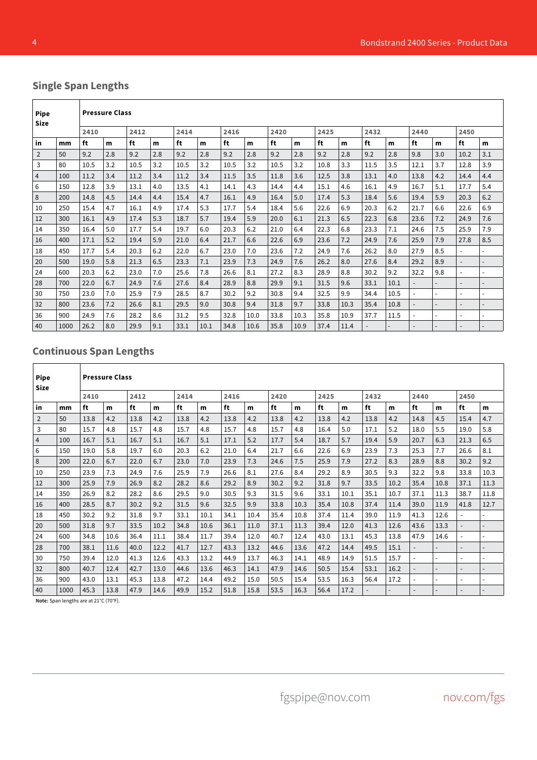## Single Span Lengths

| Pipe Size | | Pressure Class | | | | | | | | | | | | | | | | | |
|---|---|---|---|---|---|---|---|---|---|---|---|---|---|---|---|---|---|---|---|
| | | 2410 | | 2412 | | 2414 | | 2416 | | 2420 | | 2425 | | 2432 | | 2440 | | 2450 | |
| in | mm | ft | m | ft | m | ft | m | ft | m | ft | m | ft | m | ft | m | ft | m | ft | m |
| 2 | 50 | 9.2 | 2.8 | 9.2 | 2.8 | 9.2 | 2.8 | 9.2 | 2.8 | 9.2 | 2.8 | 9.2 | 2.8 | 9.2 | 2.8 | 9.8 | 3.0 | 10.2 | 3.1 |
| 3 | 80 | 10.5 | 3.2 | 10.5 | 3.2 | 10.5 | 3.2 | 10.5 | 3.2 | 10.5 | 3.2 | 10.8 | 3.3 | 11.5 | 3.5 | 12.1 | 3.7 | 12.8 | 3.9 |
| 4 | 100 | 11.2 | 3.4 | 11.2 | 3.4 | 11.2 | 3.4 | 11.5 | 3.5 | 11.8 | 3.6 | 12.5 | 3.8 | 13.1 | 4.0 | 13.8 | 4.2 | 14.4 | 4.4 |
| 6 | 150 | 12.8 | 3.9 | 13.1 | 4.0 | 13.5 | 4.1 | 14.1 | 4.3 | 14.4 | 4.4 | 15.1 | 4.6 | 16.1 | 4.9 | 16.7 | 5.1 | 17.7 | 5.4 |
| 8 | 200 | 14.8 | 4.5 | 14.4 | 4.4 | 15.4 | 4.7 | 16.1 | 4.9 | 16.4 | 5.0 | 17.4 | 5.3 | 18.4 | 5.6 | 19.4 | 5.9 | 20.3 | 6.2 |
| 10 | 250 | 15.4 | 4.7 | 16.1 | 4.9 | 17.4 | 5.3 | 17.7 | 5.4 | 18.4 | 5.6 | 22.6 | 6.9 | 20.3 | 6.2 | 21.7 | 6.6 | 22.6 | 6.9 |
| 12 | 300 | 16.1 | 4.9 | 17.4 | 5.3 | 18.7 | 5.7 | 19.4 | 5.9 | 20.0 | 6.1 | 21.3 | 6.5 | 22.3 | 6.8 | 23.6 | 7.2 | 24.9 | 7.6 |
| 14 | 350 | 16.4 | 5.0 | 17.7 | 5.4 | 19.7 | 6.0 | 20.3 | 6.2 | 21.0 | 6.4 | 22.3 | 6.8 | 23.3 | 7.1 | 24.6 | 7.5 | 25.9 | 7.9 |
| 16 | 400 | 17.1 | 5.2 | 19.4 | 5.9 | 21.0 | 6.4 | 21.7 | 6.6 | 22.6 | 6.9 | 23.6 | 7.2 | 24.9 | 7.6 | 25.9 | 7.9 | 27.8 | 8.5 |
| 18 | 450 | 17.7 | 5.4 | 20.3 | 6.2 | 22.0 | 6.7 | 23.0 | 7.0 | 23.6 | 7.2 | 24.9 | 7.6 | 26.2 | 8.0 | 27.9 | 8.5 | - | - |
| 20 | 500 | 19.0 | 5.8 | 21.3 | 6.5 | 23.3 | 7.1 | 23.9 | 7.3 | 24.9 | 7.6 | 26.2 | 8.0 | 27.6 | 8.4 | 29.2 | 8.9 | - | - |
| 24 | 600 | 20.3 | 6.2 | 23.0 | 7.0 | 25.6 | 7.8 | 26.6 | 8.1 | 27.2 | 8.3 | 28.9 | 8.8 | 30.2 | 9.2 | 32.2 | 9.8 | - | - |
| 28 | 700 | 22.0 | 6.7 | 24.9 | 7.6 | 27.6 | 8.4 | 28.9 | 8.8 | 29.9 | 9.1 | 31.5 | 9.6 | 33.1 | 10.1 | - | - | - | - |
| 30 | 750 | 23.0 | 7.0 | 25.9 | 7.9 | 28.5 | 8.7 | 30.2 | 9.2 | 30.8 | 9.4 | 32.5 | 9.9 | 34.4 | 10.5 | - | - | - | - |
| 32 | 800 | 23.6 | 7.2 | 26.6 | 8.1 | 29.5 | 9.0 | 30.8 | 9.4 | 31.8 | 9.7 | 33.8 | 10.3 | 35.4 | 10.8 | - | - | - | - |
| 36 | 900 | 24.9 | 7.6 | 28.2 | 8.6 | 31.2 | 9.5 | 32.8 | 10.0 | 33.8 | 10.3 | 35.8 | 10.9 | 37.7 | 11.5 | - | - | - | - |
| 40 | 1000 | 26.2 | 8.0 | 29.9 | 9.1 | 33.1 | 10.1 | 34.8 | 10.6 | 35.8 | 10.9 | 37.4 | 11.4 | - | - | - | - | - | - |

## Continuous Span Lengths

| Pipe Size | | Pressure Class | | | | | | | | | | | | | | | | | |
|---|---|---|---|---|---|---|---|---|---|---|---|---|---|---|---|---|---|---|---|
| | | 2410 | | 2412 | | 2414 | | 2416 | | 2420 | | 2425 | | 2432 | | 2440 | | 2450 | |
| in | mm | ft | m | ft | m | ft | m | ft | m | ft | m | ft | m | ft | m | ft | m | ft | m |
| 2 | 50 | 13.8 | 4.2 | 13.8 | 4.2 | 13.8 | 4.2 | 13.8 | 4.2 | 13.8 | 4.2 | 13.8 | 4.2 | 13.8 | 4.2 | 14.8 | 4.5 | 15.4 | 4.7 |
| 3 | 80 | 15.7 | 4.8 | 15.7 | 4.8 | 15.7 | 4.8 | 15.7 | 4.8 | 15.7 | 4.8 | 16.4 | 5.0 | 17.1 | 5.2 | 18.0 | 5.5 | 19.0 | 5.8 |
| 4 | 100 | 16.7 | 5.1 | 16.7 | 5.1 | 16.7 | 5.1 | 17.1 | 5.2 | 17.7 | 5.4 | 18.7 | 5.7 | 19.4 | 5.9 | 20.7 | 6.3 | 21.3 | 6.5 |
| 6 | 150 | 19.0 | 5.8 | 19.7 | 6.0 | 20.3 | 6.2 | 21.0 | 6.4 | 21.7 | 6.6 | 22.6 | 6.9 | 23.9 | 7.3 | 25.3 | 7.7 | 26.6 | 8.1 |
| 8 | 200 | 22.0 | 6.7 | 22.0 | 6.7 | 23.0 | 7.0 | 23.9 | 7.3 | 24.6 | 7.5 | 25.9 | 7.9 | 27.2 | 8.3 | 28.9 | 8.8 | 30.2 | 9.2 |
| 10 | 250 | 23.9 | 7.3 | 24.9 | 7.6 | 25.9 | 7.9 | 26.6 | 8.1 | 27.6 | 8.4 | 29.2 | 8.9 | 30.5 | 9.3 | 32.2 | 9.8 | 33.8 | 10.3 |
| 12 | 300 | 25.9 | 7.9 | 26.9 | 8.2 | 28.2 | 8.6 | 29.2 | 8.9 | 30.2 | 9.2 | 31.8 | 9.7 | 33.5 | 10.2 | 35.4 | 10.8 | 37.1 | 11.3 |
| 14 | 350 | 26.9 | 8.2 | 28.2 | 8.6 | 29.5 | 9.0 | 30.5 | 9.3 | 31.5 | 9.6 | 33.1 | 10.1 | 35.1 | 10.7 | 37.1 | 11.3 | 38.7 | 11.8 |
| 16 | 400 | 28.5 | 8.7 | 30.2 | 9.2 | 31.5 | 9.6 | 32.5 | 9.9 | 33.8 | 10.3 | 35.4 | 10.8 | 37.4 | 11.4 | 39.0 | 11.9 | 41.8 | 12.7 |
| 18 | 450 | 30.2 | 9.2 | 31.8 | 9.7 | 33.1 | 10.1 | 34.1 | 10.4 | 35.4 | 10.8 | 37.4 | 11.4 | 39.0 | 11.9 | 41.3 | 12.6 | - | - |
| 20 | 500 | 31.8 | 9.7 | 33.5 | 10.2 | 34.8 | 10.6 | 36.1 | 11.0 | 37.1 | 11.3 | 39.4 | 12.0 | 41.3 | 12.6 | 43.6 | 13.3 | - | - |
| 24 | 600 | 34.8 | 10.6 | 36.4 | 11.1 | 38.4 | 11.7 | 39.4 | 12.0 | 40.7 | 12.4 | 43.0 | 13.1 | 45.3 | 13.8 | 47.9 | 14.6 | - | - |
| 28 | 700 | 38.1 | 11.6 | 40.0 | 12.2 | 41.7 | 12.7 | 43.3 | 13.2 | 44.6 | 13.6 | 47.2 | 14.4 | 49.5 | 15.1 | - | - | - | - |
| 30 | 750 | 39.4 | 12.0 | 41.3 | 12.6 | 43.3 | 13.2 | 44.9 | 13.7 | 46.3 | 14.1 | 48.9 | 14.9 | 51.5 | 15.7 | - | - | - | - |
| 32 | 800 | 40.7 | 12.4 | 42.7 | 13.0 | 44.6 | 13.6 | 46.3 | 14.1 | 47.9 | 14.6 | 50.5 | 15.4 | 53.1 | 16.2 | - | - | - | - |
| 36 | 900 | 43.0 | 13.1 | 45.3 | 13.8 | 47.2 | 14.4 | 49.2 | 15.0 | 50.5 | 15.4 | 53.5 | 16.3 | 56.4 | 17.2 | - | - | - | - |
| 40 | 1000 | 45.3 | 13.8 | 47.9 | 14.6 | 49.9 | 15.2 | 51.8 | 15.8 | 53.5 | 16.3 | 56.4 | 17.2 | - | - | - | - | - | - |

**Note:** Span lengths are at 21°C (70°F).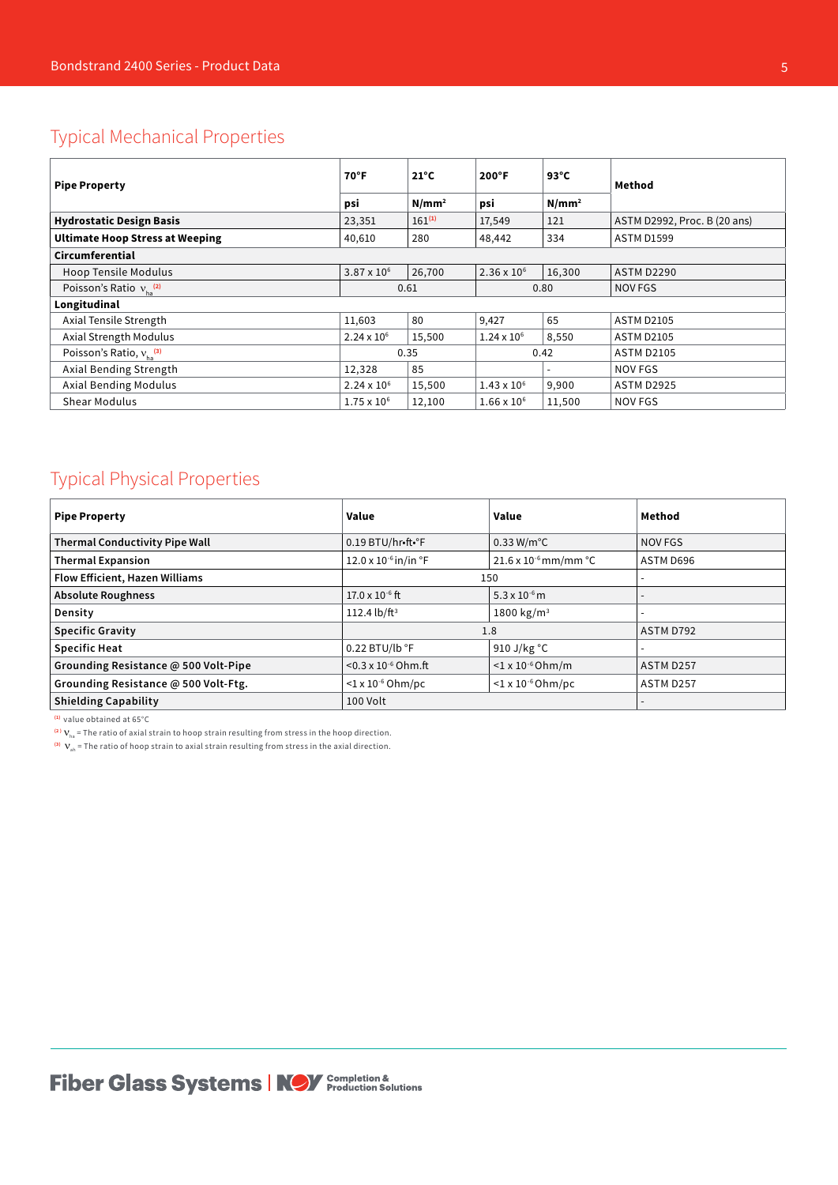## Typical Mechanical Properties

| Pipe Property | 70°F | 21°C | 200°F | 93°C | Method |
|---|---|---|---|---|---|
| | psi | N/mm² | psi | N/mm² | |
| **Hydrostatic Design Basis** | 23,351 | 161[1] | 17,549 | 121 | ASTM D2992, Proc. B (20 ans) |
| **Ultimate Hoop Stress at Weeping** | 40,610 | 280 | 48,442 | 334 | ASTM D1599 |
| **Circumferential** | | | | | |
| Hoop Tensile Modulus | 3.87 x $10^6$ | 26,700 | 2.36 x $10^6$ | 16,300 | ASTM D2290 |
| Poisson's Ratio $\nu_{ha}$ [2] | 0.61 | | 0.80 | | NOV FGS |
| **Longitudinal** | | | | | |
| Axial Tensile Strength | 11,603 | 80 | 9,427 | 65 | ASTM D2105 |
| Axial Strength Modulus | 2.24 x $10^6$ | 15,500 | 1.24 x $10^6$ | 8,550 | ASTM D2105 |
| Poisson's Ratio, $\nu_{ha}$ [3] | 0.35 | | 0.42 | | ASTM D2105 |
| Axial Bending Strength | 12,328 | 85 | | - | NOV FGS |
| Axial Bending Modulus | 2.24 x $10^6$ | 15,500 | 1.43 x $10^6$ | 9,900 | ASTM D2925 |
| Shear Modulus | 1.75 x $10^6$ | 12,100 | 1.66 x $10^6$ | 11,500 | NOV FGS |

## Typical Physical Properties

| Pipe Property | Value | Value | Method |
|---|---|---|---|
| **Thermal Conductivity Pipe Wall** | 0.19 BTU/hr•ft•°F | 0.33 W/m°C | NOV FGS |
| **Thermal Expansion** | 12.0 x $10^{-6}$ in/in °F | 21.6 x $10^{-6}$ mm/mm °C | ASTM D696 |
| **Flow Efficient, Hazen Williams** | 150 | | - |
| **Absolute Roughness** | 17.0 x $10^{-6}$ ft | 5.3 x $10^{-6}$ m | - |
| **Density** | 112.4 lb/ft³ | 1800 kg/m³ | - |
| **Specific Gravity** | 1.8 | | ASTM D792 |
| **Specific Heat** | 0.22 BTU/lb °F | 910 J/kg °C | - |
| **Grounding Resistance @ 500 Volt-Pipe** | <0.3 x $10^{-6}$ Ohm.ft | <1 x $10^{-6}$ Ohm/m | ASTM D257 |
| **Grounding Resistance @ 500 Volt-Ftg.** | <1 x $10^{-6}$ Ohm/pc | <1 x $10^{-6}$ Ohm/pc | ASTM D257 |
| **Shielding Capability** | 100 Volt | | - |

[1] value obtained at 65°C

[2] $\nu_{ha}$ = The ratio of axial strain to hoop strain resulting from stress in the hoop direction.

[3] $\nu_{ah}$ = The ratio of hoop strain to axial strain resulting from stress in the axial direction.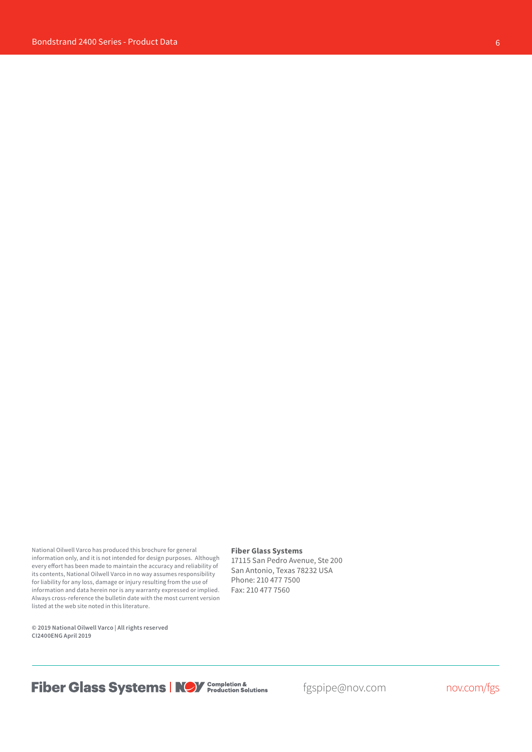National Oilwell Varco has produced this brochure for general information only, and it is not intended for design purposes. Although every effort has been made to maintain the accuracy and reliability of its contents, National Oilwell Varco in no way assumes responsibility for liability for any loss, damage or injury resulting from the use of information and data herein nor is any warranty expressed or implied. Always cross-reference the bulletin date with the most current version listed at the web site noted in this literature.

**© 2019 National Oilwell Varco | All rights reserved**
**CI2400ENG April 2019**

**Fiber Glass Systems**
17115 San Pedro Avenue, Ste 200
San Antonio, Texas 78232 USA
Phone: 210 477 7500
Fax: 210 477 7560

**Fiber Glass Systems** | NOV Completion & Production Solutions

fgspipe@nov.com

nov.com/fgs